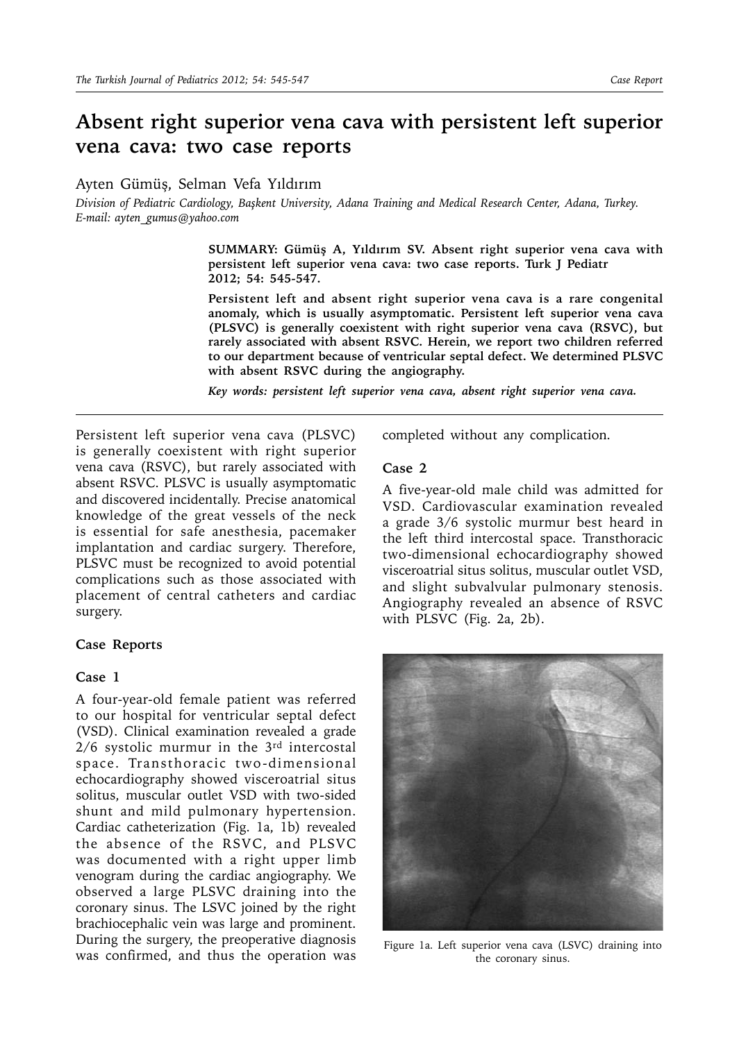# Absent right superior vena cava with persistent left superior vena cava: two case reports

Ayten Gümüş, Selman Vefa Yıldırım

*Division of Pediatric Cardiology, Başkent University, Adana Training and Medical Research Center, Adana, Turkey. E-mail: ayten_gumus@yahoo.com*

**SUMMARY: Gümüş A, Yıldırım SV. Absent right superior vena cava with persistent left superior vena cava: two case reports. Turk J Pediatr 2012; 54: 545-547.**

**Persistent left and absent right superior vena cava is a rare congenital anomaly, which is usually asymptomatic. Persistent left superior vena cava (PLSVC) is generally coexistent with right superior vena cava (RSVC), but rarely associated with absent RSVC. Herein, we report two children referred to our department because of ventricular septal defect. We determined PLSVC with absent RSVC during the angiography.**

***Key words: persistent left superior vena cava, absent right superior vena cava.***

Persistent left superior vena cava (PLSVC) is generally coexistent with right superior vena cava (RSVC), but rarely associated with absent RSVC. PLSVC is usually asymptomatic and discovered incidentally. Precise anatomical knowledge of the great vessels of the neck is essential for safe anesthesia, pacemaker implantation and cardiac surgery. Therefore, PLSVC must be recognized to avoid potential complications such as those associated with placement of central catheters and cardiac surgery.

## Case Reports

### Case 1

A four-year-old female patient was referred to our hospital for ventricular septal defect (VSD). Clinical examination revealed a grade 2/6 systolic murmur in the 3rd intercostal space. Transthoracic two-dimensional echocardiography showed visceroatrial situs solitus, muscular outlet VSD with two-sided shunt and mild pulmonary hypertension. Cardiac catheterization (Fig. 1a, 1b) revealed the absence of the RSVC, and PLSVC was documented with a right upper limb venogram during the cardiac angiography. We observed a large PLSVC draining into the coronary sinus. The LSVC joined by the right brachiocephalic vein was large and prominent. During the surgery, the preoperative diagnosis was confirmed, and thus the operation was completed without any complication.

### Case 2

A five-year-old male child was admitted for VSD. Cardiovascular examination revealed a grade 3/6 systolic murmur best heard in the left third intercostal space. Transthoracic two-dimensional echocardiography showed visceroatrial situs solitus, muscular outlet VSD, and slight subvalvular pulmonary stenosis. Angiography revealed an absence of RSVC with PLSVC (Fig. 2a, 2b).

Figure 1a. Left superior vena cava (LSVC) draining into the coronary sinus.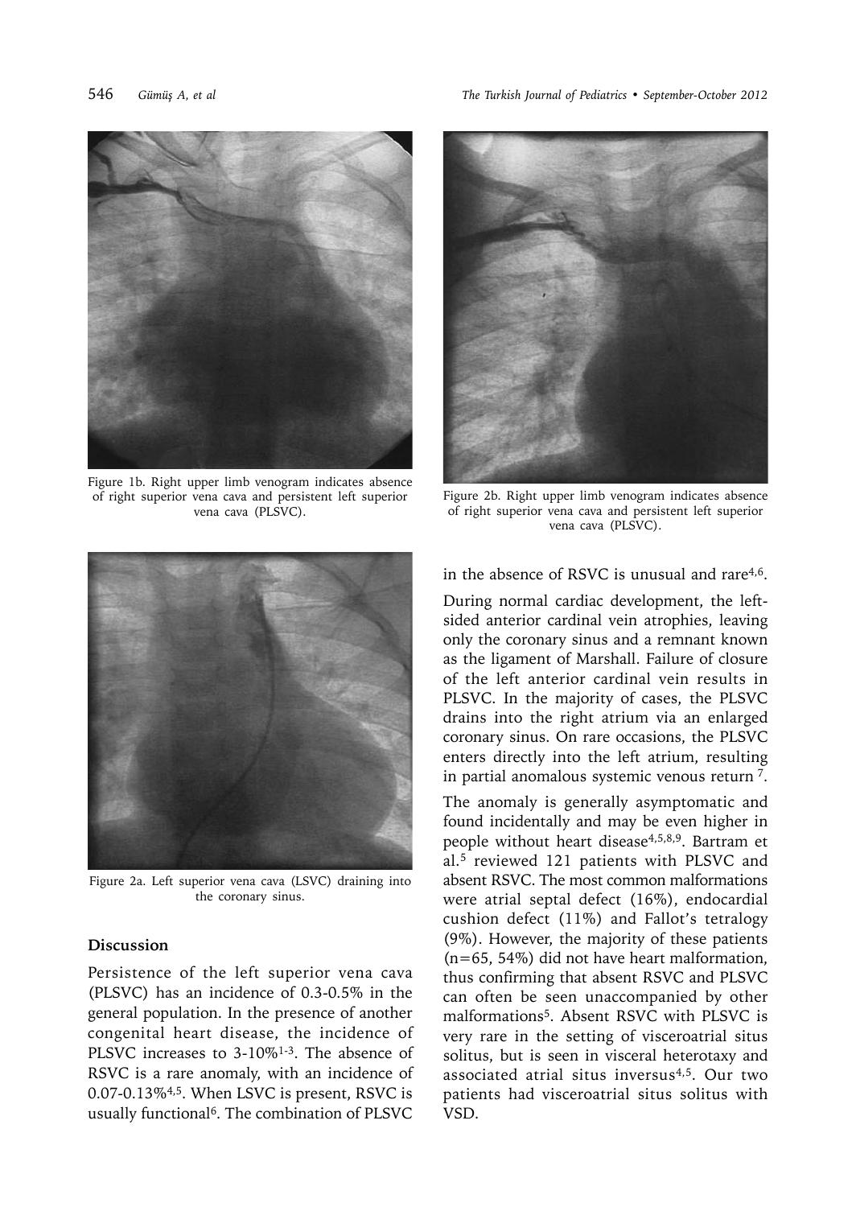Figure 1b. Right upper limb venogram indicates absence of right superior vena cava and persistent left superior vena cava (PLSVC).

Figure 2b. Right upper limb venogram indicates absence of right superior vena cava and persistent left superior vena cava (PLSVC).

Figure 2a. Left superior vena cava (LSVC) draining into the coronary sinus.

## Discussion

Persistence of the left superior vena cava (PLSVC) has an incidence of 0.3-0.5% in the general population. In the presence of another congenital heart disease, the incidence of PLSVC increases to 3-10%[1-3]. The absence of RSVC is a rare anomaly, with an incidence of 0.07-0.13%[4,5]. When LSVC is present, RSVC is usually functional[6]. The combination of PLSVC in the absence of RSVC is unusual and rare[4,6].

During normal cardiac development, the left-sided anterior cardinal vein atrophies, leaving only the coronary sinus and a remnant known as the ligament of Marshall. Failure of closure of the left anterior cardinal vein results in PLSVC. In the majority of cases, the PLSVC drains into the right atrium via an enlarged coronary sinus. On rare occasions, the PLSVC enters directly into the left atrium, resulting in partial anomalous systemic venous return [7].

The anomaly is generally asymptomatic and found incidentally and may be even higher in people without heart disease[4,5,8,9]. Bartram et al.[5] reviewed 121 patients with PLSVC and absent RSVC. The most common malformations were atrial septal defect (16%), endocardial cushion defect (11%) and Fallot's tetralogy (9%). However, the majority of these patients (n=65, 54%) did not have heart malformation, thus confirming that absent RSVC and PLSVC can often be seen unaccompanied by other malformations[5]. Absent RSVC with PLSVC is very rare in the setting of visceroatrial situs solitus, but is seen in visceral heterotaxy and associated atrial situs inversus[4,5]. Our two patients had visceroatrial situs solitus with VSD.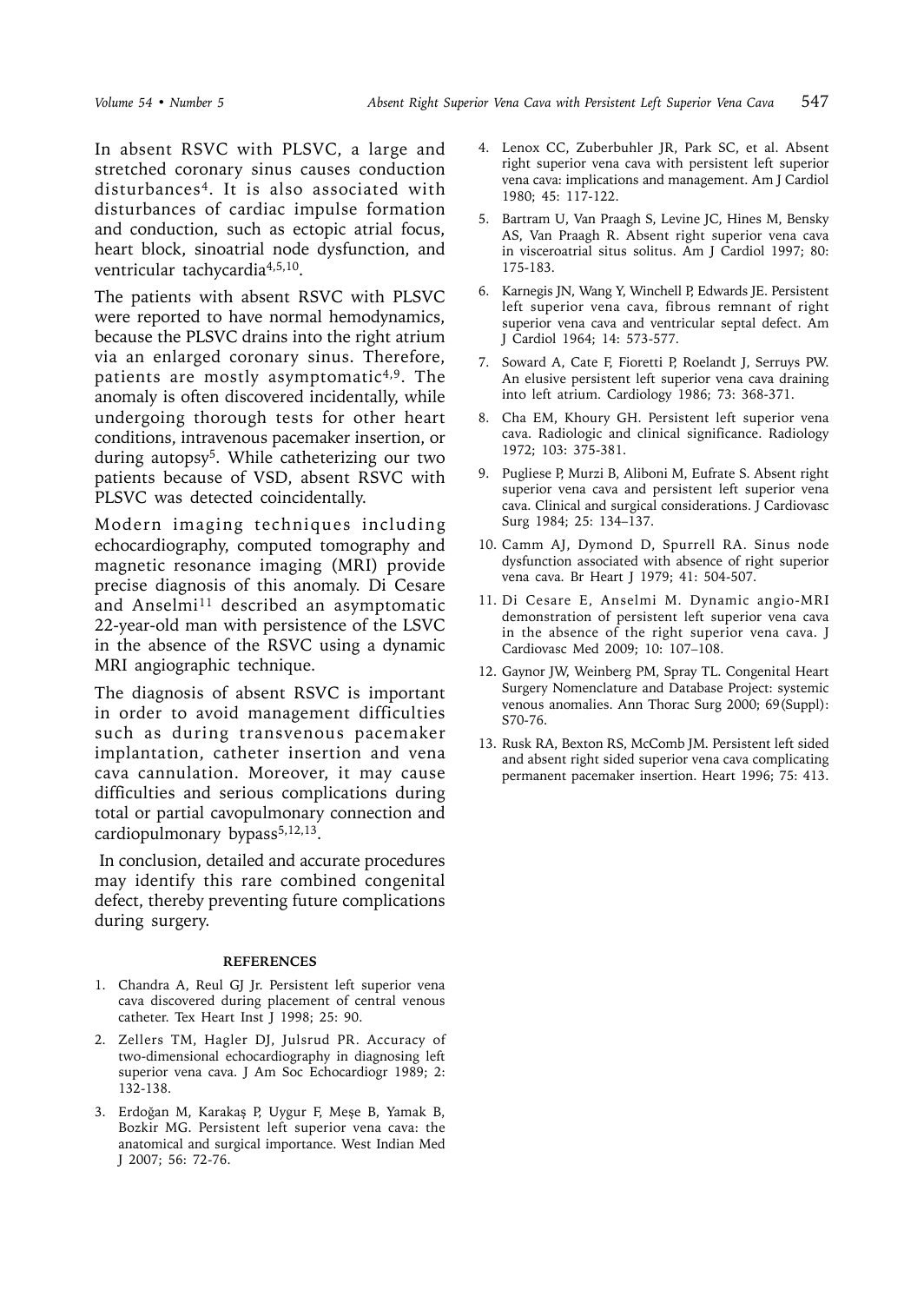In absent RSVC with PLSVC, a large and stretched coronary sinus causes conduction disturbances[4]. It is also associated with disturbances of cardiac impulse formation and conduction, such as ectopic atrial focus, heart block, sinoatrial node dysfunction, and ventricular tachycardia[4,5,10].

The patients with absent RSVC with PLSVC were reported to have normal hemodynamics, because the PLSVC drains into the right atrium via an enlarged coronary sinus. Therefore, patients are mostly asymptomatic[4,9]. The anomaly is often discovered incidentally, while undergoing thorough tests for other heart conditions, intravenous pacemaker insertion, or during autopsy[5]. While catheterizing our two patients because of VSD, absent RSVC with PLSVC was detected coincidentally.

Modern imaging techniques including echocardiography, computed tomography and magnetic resonance imaging (MRI) provide precise diagnosis of this anomaly. Di Cesare and Anselmi[11] described an asymptomatic 22-year-old man with persistence of the LSVC in the absence of the RSVC using a dynamic MRI angiographic technique.

The diagnosis of absent RSVC is important in order to avoid management difficulties such as during transvenous pacemaker implantation, catheter insertion and vena cava cannulation. Moreover, it may cause difficulties and serious complications during total or partial cavopulmonary connection and cardiopulmonary bypass[5,12,13].

In conclusion, detailed and accurate procedures may identify this rare combined congenital defect, thereby preventing future complications during surgery.

## REFERENCES

1. Chandra A, Reul GJ Jr. Persistent left superior vena cava discovered during placement of central venous catheter. Tex Heart Inst J 1998; 25: 90.
2. Zellers TM, Hagler DJ, Julsrud PR. Accuracy of two-dimensional echocardiography in diagnosing left superior vena cava. J Am Soc Echocardiogr 1989; 2: 132-138.
3. Erdoğan M, Karakaş P, Uygur F, Meşe B, Yamak B, Bozkir MG. Persistent left superior vena cava: the anatomical and surgical importance. West Indian Med J 2007; 56: 72-76.
4. Lenox CC, Zuberbuhler JR, Park SC, et al. Absent right superior vena cava with persistent left superior vena cava: implications and management. Am J Cardiol 1980; 45: 117-122.
5. Bartram U, Van Praagh S, Levine JC, Hines M, Bensky AS, Van Praagh R. Absent right superior vena cava in visceroatrial situs solitus. Am J Cardiol 1997; 80: 175-183.
6. Karnegis JN, Wang Y, Winchell P, Edwards JE. Persistent left superior vena cava, fibrous remnant of right superior vena cava and ventricular septal defect. Am J Cardiol 1964; 14: 573-577.
7. Soward A, Cate F, Fioretti P, Roelandt J, Serruys PW. An elusive persistent left superior vena cava draining into left atrium. Cardiology 1986; 73: 368-371.
8. Cha EM, Khoury GH. Persistent left superior vena cava. Radiologic and clinical significance. Radiology 1972; 103: 375-381.
9. Pugliese P, Murzi B, Aliboni M, Eufrate S. Absent right superior vena cava and persistent left superior vena cava. Clinical and surgical considerations. J Cardiovasc Surg 1984; 25: 134–137.
10. Camm AJ, Dymond D, Spurrell RA. Sinus node dysfunction associated with absence of right superior vena cava. Br Heart J 1979; 41: 504-507.
11. Di Cesare E, Anselmi M. Dynamic angio-MRI demonstration of persistent left superior vena cava in the absence of the right superior vena cava. J Cardiovasc Med 2009; 10: 107–108.
12. Gaynor JW, Weinberg PM, Spray TL. Congenital Heart Surgery Nomenclature and Database Project: systemic venous anomalies. Ann Thorac Surg 2000; 69(Suppl): S70-76.
13. Rusk RA, Bexton RS, McComb JM. Persistent left sided and absent right sided superior vena cava complicating permanent pacemaker insertion. Heart 1996; 75: 413.